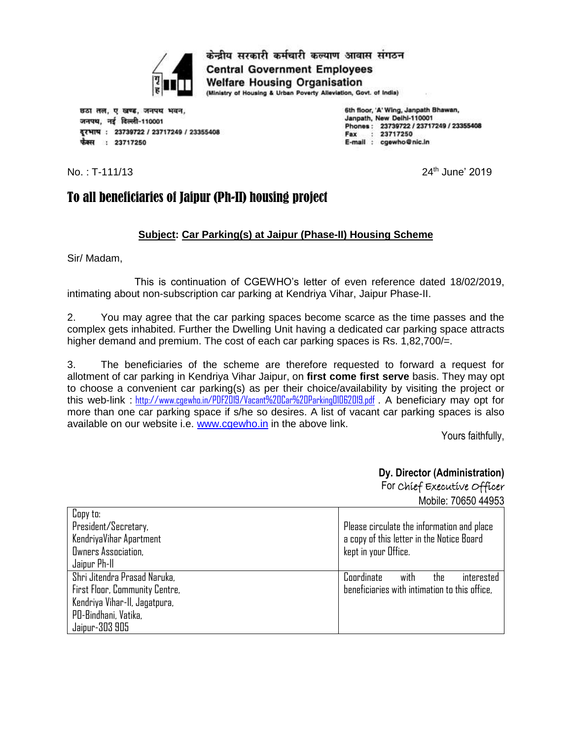केन्द्रीय सरकारी कर्मचारी कल्याण आवास संगठन

**Central Government Employees Welfare Housing Organisation**

(Ministry of Housing & Urban Poverty Alleviation, Govt. of India)

छठा तल, ए खण्ड, जनपथ भवन,
जनपथ, नई दिल्ली-110001
दूरभाष : 23739722 / 23717249 / 23355408
फैक्स : 23717250

6th floor, 'A' Wing, Janpath Bhawan,
Janpath, New Delhi-110001
Phones : 23739722 / 23717249 / 23355408
Fax : 23717250
E-mail : cgewho@nic.in

No. : T-111/13

24th June' 2019

# To all beneficiaries of Jaipur (Ph-II) housing project

**Subject: Car Parking(s) at Jaipur (Phase-II) Housing Scheme**

Sir/ Madam,

This is continuation of CGEWHO's letter of even reference dated 18/02/2019, intimating about non-subscription car parking at Kendriya Vihar, Jaipur Phase-II.

2. You may agree that the car parking spaces become scarce as the time passes and the complex gets inhabited. Further the Dwelling Unit having a dedicated car parking space attracts higher demand and premium. The cost of each car parking spaces is Rs. 1,82,700/=.

3. The beneficiaries of the scheme are therefore requested to forward a request for allotment of car parking in Kendriya Vihar Jaipur, on **first come first serve** basis. They may opt to choose a convenient car parking(s) as per their choice/availability by visiting the project or this web-link : http://www.cgewho.in/PDF2019/Vacant%20Car%20Parking01062019.pdf . A beneficiary may opt for more than one car parking space if s/he so desires. A list of vacant car parking spaces is also available on our website i.e. www.cgewho.in in the above link.

Yours faithfully,

**Dy. Director (Administration)**
For *Chief Executive Officer*
Mobile: 70650 44953

| Copy to: | |
|---|---|
| President/Secretary, KendriyaVihar Apartment Owners Association, Jaipur Ph-II | Please circulate the information and place a copy of this letter in the Notice Board kept in your Office. |
| Shri Jitendra Prasad Naruka, First Floor, Community Centre, Kendriya Vihar-II, Jagatpura, PO-Bindhani, Vatika, Jaipur-303 905 | Coordinate with the interested beneficiaries with intimation to this office, |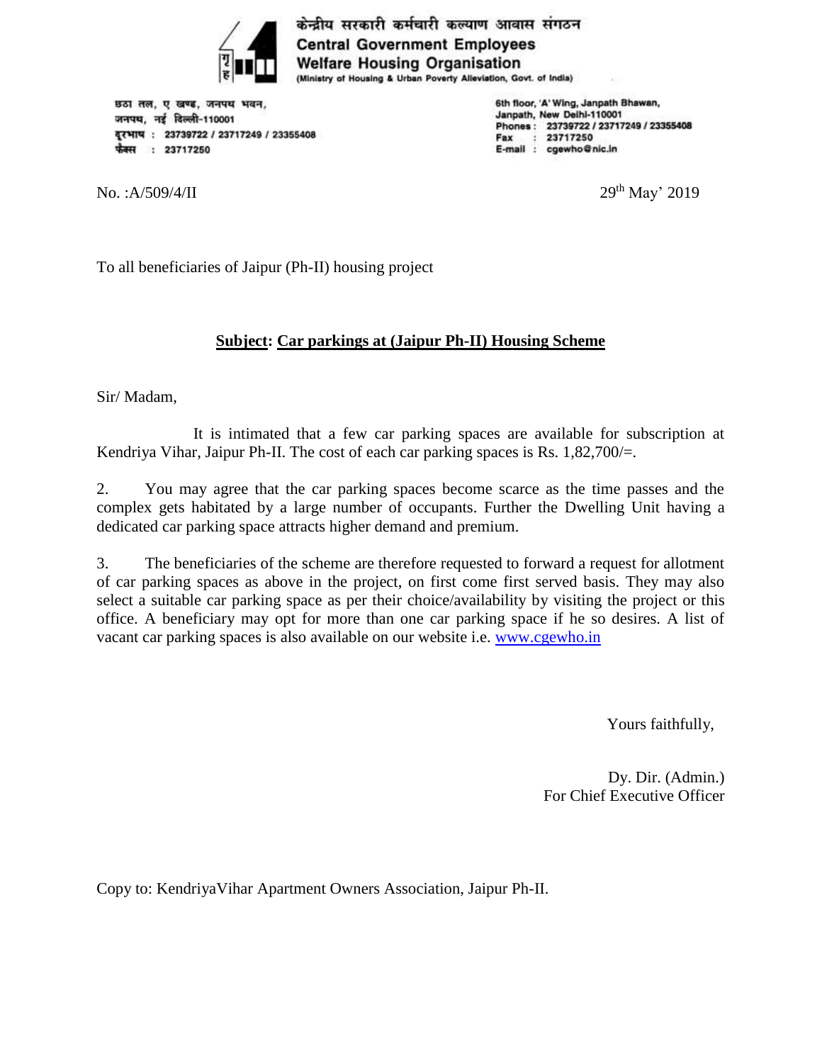केन्द्रीय सरकारी कर्मचारी कल्याण आवास संगठन
**Central Government Employees Welfare Housing Organisation**
(Ministry of Housing & Urban Poverty Alleviation, Govt. of India)

छठा तल, ए खण्ड, जनपथ भवन,
जनपथ, नई दिल्ली-110001
दूरभाष : 23739722 / 23717249 / 23355408
फैक्स : 23717250

6th floor, 'A' Wing, Janpath Bhawan,
Janpath, New Delhi-110001
Phones : 23739722 / 23717249 / 23355408
Fax : 23717250
E-mail : cgewho@nic.in

No. :A/509/4/II

29th May' 2019

To all beneficiaries of Jaipur (Ph-II) housing project

**Subject: Car parkings at (Jaipur Ph-II) Housing Scheme**

Sir/ Madam,

It is intimated that a few car parking spaces are available for subscription at Kendriya Vihar, Jaipur Ph-II. The cost of each car parking spaces is Rs. 1,82,700/=.

2. You may agree that the car parking spaces become scarce as the time passes and the complex gets habitated by a large number of occupants. Further the Dwelling Unit having a dedicated car parking space attracts higher demand and premium.

3. The beneficiaries of the scheme are therefore requested to forward a request for allotment of car parking spaces as above in the project, on first come first served basis. They may also select a suitable car parking space as per their choice/availability by visiting the project or this office. A beneficiary may opt for more than one car parking space if he so desires. A list of vacant car parking spaces is also available on our website i.e. www.cgewho.in

Yours faithfully,

Dy. Dir. (Admin.)
For Chief Executive Officer

Copy to: KendriyaVihar Apartment Owners Association, Jaipur Ph-II.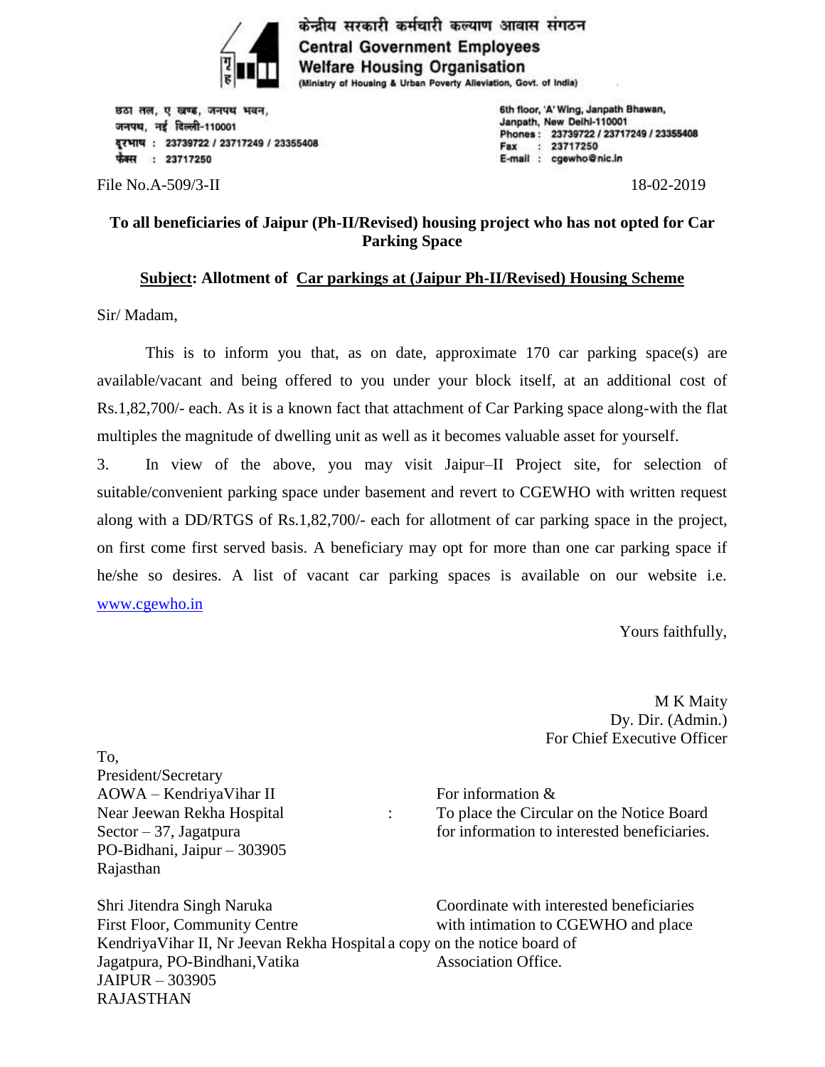केन्द्रीय सरकारी कर्मचारी कल्याण आवास संगठन
**Central Government Employees Welfare Housing Organisation**
(Ministry of Housing & Urban Poverty Alleviation, Govt. of India)

छठा तल, ए खण्ड, जनपथ भवन,
जनपथ, नई दिल्ली-110001
दूरभाष : 23739722 / 23717249 / 23355408
फैक्स : 23717250

6th floor, 'A' Wing, Janpath Bhawan,
Janpath, New Delhi-110001
Phones : 23739722 / 23717249 / 23355408
Fax : 23717250
E-mail : cgewho@nic.in

File No.A-509/3-II 18-02-2019

**To all beneficiaries of Jaipur (Ph-II/Revised) housing project who has not opted for Car Parking Space**

**Subject: Allotment of Car parkings at (Jaipur Ph-II/Revised) Housing Scheme**

Sir/ Madam,

This is to inform you that, as on date, approximate 170 car parking space(s) are available/vacant and being offered to you under your block itself, at an additional cost of Rs.1,82,700/- each. As it is a known fact that attachment of Car Parking space along-with the flat multiples the magnitude of dwelling unit as well as it becomes valuable asset for yourself.

3. In view of the above, you may visit Jaipur–II Project site, for selection of suitable/convenient parking space under basement and revert to CGEWHO with written request along with a DD/RTGS of Rs.1,82,700/- each for allotment of car parking space in the project, on first come first served basis. A beneficiary may opt for more than one car parking space if he/she so desires. A list of vacant car parking spaces is available on our website i.e. www.cgewho.in

Yours faithfully,

M K Maity
Dy. Dir. (Admin.)
For Chief Executive Officer

To,
President/Secretary
AOWA – KendriyaVihar II
Near Jeewan Rekha Hospital
Sector – 37, Jagatpura
PO-Bidhani, Jaipur – 303905
Rajasthan

: For information & To place the Circular on the Notice Board for information to interested beneficiaries.

Shri Jitendra Singh Naruka
First Floor, Community Centre
KendriyaVihar II, Nr Jeevan Rekha Hospital
Jagatpura, PO-Bindhani,Vatika
JAIPUR – 303905
RAJASTHAN

Coordinate with interested beneficiaries with intimation to CGEWHO and place a copy on the notice board of Association Office.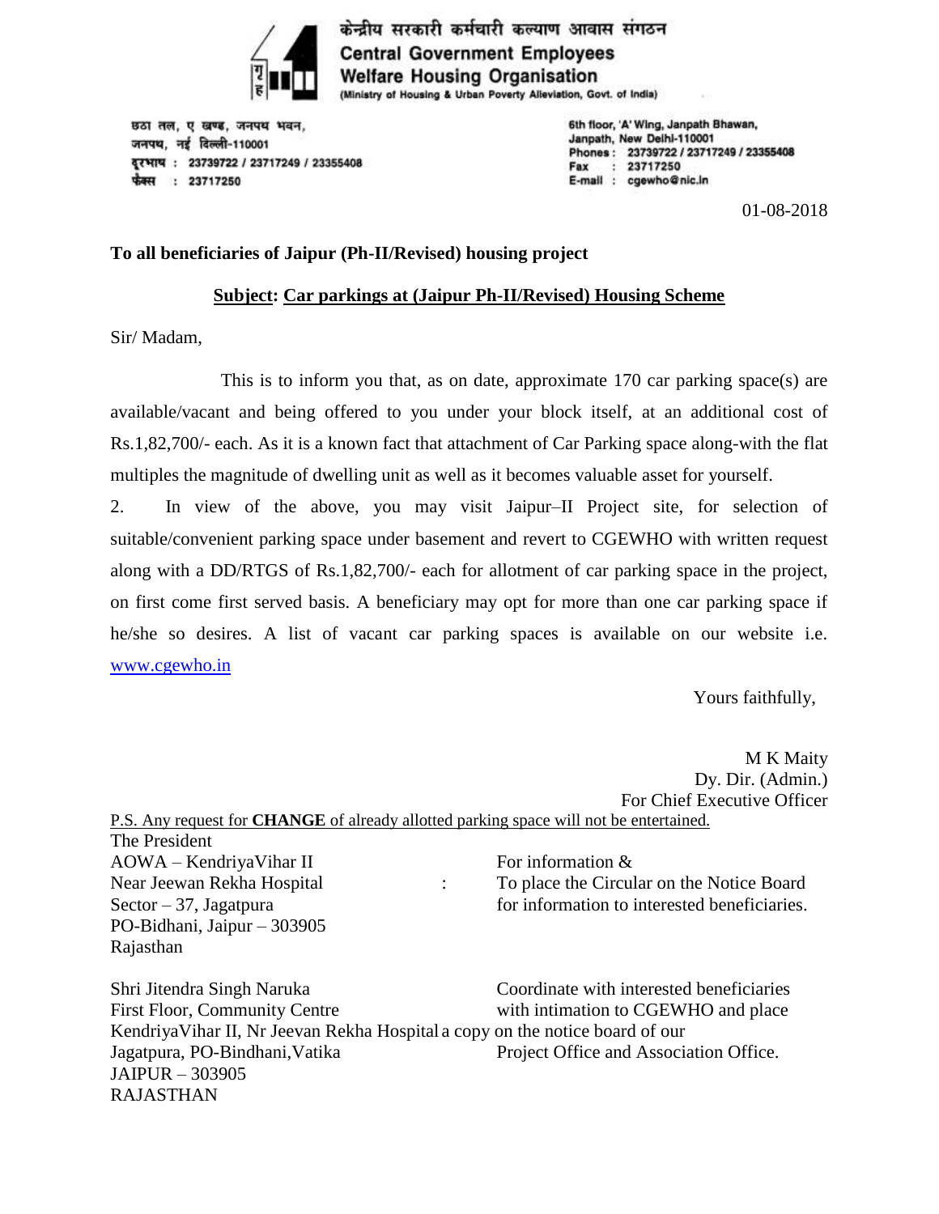केन्द्रीय सरकारी कर्मचारी कल्याण आवास संगठन

**Central Government Employees Welfare Housing Organisation**

(Ministry of Housing & Urban Poverty Alleviation, Govt. of India)

छठा तल, ए खण्ड, जनपथ भवन,
जनपथ, नई दिल्ली-110001
दूरभाष : 23739722 / 23717249 / 23355408
फैक्स : 23717250

6th floor, 'A' Wing, Janpath Bhawan,
Janpath, New Delhi-110001
Phones : 23739722 / 23717249 / 23355408
Fax : 23717250
E-mail : cgewho@nic.in

01-08-2018

**To all beneficiaries of Jaipur (Ph-II/Revised) housing project**

**Subject: Car parkings at (Jaipur Ph-II/Revised) Housing Scheme**

Sir/ Madam,

This is to inform you that, as on date, approximate 170 car parking space(s) are available/vacant and being offered to you under your block itself, at an additional cost of Rs.1,82,700/- each. As it is a known fact that attachment of Car Parking space along-with the flat multiples the magnitude of dwelling unit as well as it becomes valuable asset for yourself.

2. In view of the above, you may visit Jaipur–II Project site, for selection of suitable/convenient parking space under basement and revert to CGEWHO with written request along with a DD/RTGS of Rs.1,82,700/- each for allotment of car parking space in the project, on first come first served basis. A beneficiary may opt for more than one car parking space if he/she so desires. A list of vacant car parking spaces is available on our website i.e. www.cgewho.in

Yours faithfully,

M K Maity
Dy. Dir. (Admin.)
For Chief Executive Officer

P.S. Any request for **CHANGE** of already allotted parking space will not be entertained.

The President
AOWA – KendriyaVihar II
Near Jeewan Rekha Hospital
Sector – 37, Jagatpura
PO-Bidhani, Jaipur – 303905
Rajasthan

: For information &
To place the Circular on the Notice Board for information to interested beneficiaries.

Shri Jitendra Singh Naruka
First Floor, Community Centre
KendriyaVihar II, Nr Jeevan Rekha Hospital
Jagatpura, PO-Bindhani,Vatika
JAIPUR – 303905
RAJASTHAN

Coordinate with interested beneficiaries with intimation to CGEWHO and place a copy on the notice board of our Project Office and Association Office.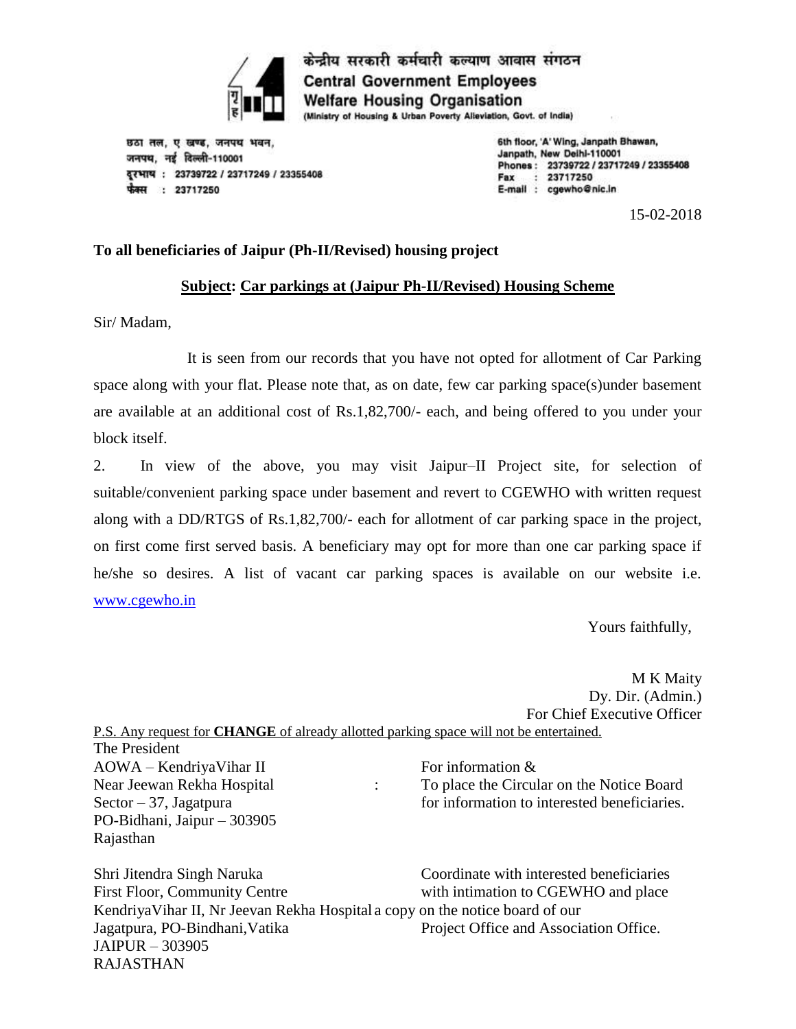केन्द्रीय सरकारी कर्मचारी कल्याण आवास संगठन

**Central Government Employees Welfare Housing Organisation**

(Ministry of Housing & Urban Poverty Alleviation, Govt. of India)

छठा तल, ए खण्ड, जनपथ भवन,
जनपथ, नई दिल्ली-110001
दूरभाष : 23739722 / 23717249 / 23355408
फैक्स : 23717250

6th floor, 'A' Wing, Janpath Bhawan,
Janpath, New Delhi-110001
Phones : 23739722 / 23717249 / 23355408
Fax : 23717250
E-mail : cgewho@nic.in

15-02-2018

**To all beneficiaries of Jaipur (Ph-II/Revised) housing project**

**Subject: Car parkings at (Jaipur Ph-II/Revised) Housing Scheme**

Sir/ Madam,

It is seen from our records that you have not opted for allotment of Car Parking space along with your flat. Please note that, as on date, few car parking space(s)under basement are available at an additional cost of Rs.1,82,700/- each, and being offered to you under your block itself.

2. In view of the above, you may visit Jaipur–II Project site, for selection of suitable/convenient parking space under basement and revert to CGEWHO with written request along with a DD/RTGS of Rs.1,82,700/- each for allotment of car parking space in the project, on first come first served basis. A beneficiary may opt for more than one car parking space if he/she so desires. A list of vacant car parking spaces is available on our website i.e. www.cgewho.in

Yours faithfully,

M K Maity
Dy. Dir. (Admin.)
For Chief Executive Officer

P.S. Any request for **CHANGE** of already allotted parking space will not be entertained.

The President
AOWA – KendriyaVihar II
Near Jeewan Rekha Hospital
Sector – 37, Jagatpura
PO-Bidhani, Jaipur – 303905
Rajasthan

: For information & To place the Circular on the Notice Board for information to interested beneficiaries.

Shri Jitendra Singh Naruka
First Floor, Community Centre
KendriyaVihar II, Nr Jeevan Rekha Hospital
Jagatpura, PO-Bindhani,Vatika
JAIPUR – 303905
RAJASTHAN

Coordinate with interested beneficiaries with intimation to CGEWHO and place a copy on the notice board of our Project Office and Association Office.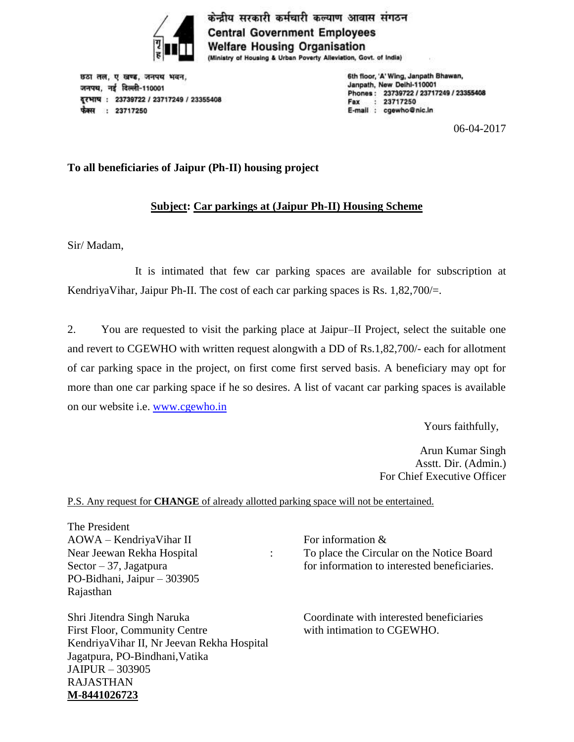केन्द्रीय सरकारी कर्मचारी कल्याण आवास संगठन
**Central Government Employees Welfare Housing Organisation**
(Ministry of Housing & Urban Poverty Alleviation, Govt. of India)

छठा तल, ए खण्ड, जनपथ भवन,
जनपथ, नई दिल्ली-110001
दूरभाष : 23739722 / 23717249 / 23355408
फैक्स : 23717250

6th floor, 'A' Wing, Janpath Bhawan,
Janpath, New Delhi-110001
Phones : 23739722 / 23717249 / 23355408
Fax : 23717250
E-mail : cgewho@nic.in

06-04-2017

**To all beneficiaries of Jaipur (Ph-II) housing project**

**Subject: Car parkings at (Jaipur Ph-II) Housing Scheme**

Sir/ Madam,

It is intimated that few car parking spaces are available for subscription at KendriyaVihar, Jaipur Ph-II. The cost of each car parking spaces is Rs. 1,82,700/=.

2. You are requested to visit the parking place at Jaipur–II Project, select the suitable one and revert to CGEWHO with written request alongwith a DD of Rs.1,82,700/- each for allotment of car parking space in the project, on first come first served basis. A beneficiary may opt for more than one car parking space if he so desires. A list of vacant car parking spaces is available on our website i.e. www.cgewho.in

Yours faithfully,

Arun Kumar Singh
Asstt. Dir. (Admin.)
For Chief Executive Officer

P.S. Any request for **CHANGE** of already allotted parking space will not be entertained.

The President
AOWA – KendriyaVihar II
Near Jeewan Rekha Hospital
Sector – 37, Jagatpura
PO-Bidhani, Jaipur – 303905
Rajasthan

: For information &
To place the Circular on the Notice Board for information to interested beneficiaries.

Shri Jitendra Singh Naruka
First Floor, Community Centre
KendriyaVihar II, Nr Jeevan Rekha Hospital
Jagatpura, PO-Bindhani,Vatika
JAIPUR – 303905
RAJASTHAN
**M-8441026723**

Coordinate with interested beneficiaries with intimation to CGEWHO.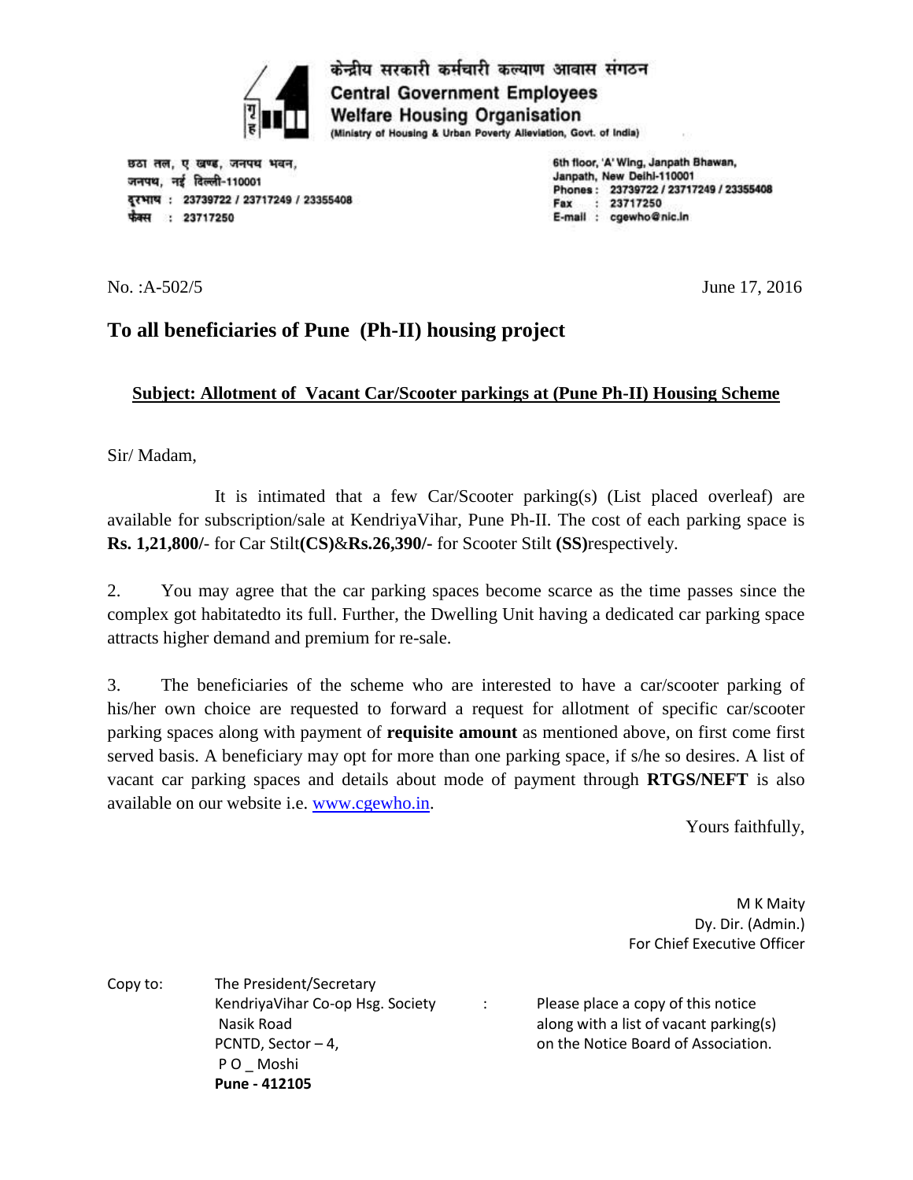केन्द्रीय सरकारी कर्मचारी कल्याण आवास संगठन

**Central Government Employees Welfare Housing Organisation**

(Ministry of Housing & Urban Poverty Alleviation, Govt. of India)

छठा तल, ए खण्ड, जनपथ भवन,
जनपथ, नई दिल्ली-110001
दूरभाष : 23739722 / 23717249 / 23355408
फैक्स : 23717250

6th floor, 'A' Wing, Janpath Bhawan,
Janpath, New Delhi-110001
Phones : 23739722 / 23717249 / 23355408
Fax : 23717250
E-mail : cgewho@nic.in

No. :A-502/5

June 17, 2016

## To all beneficiaries of Pune (Ph-II) housing project

**Subject: Allotment of Vacant Car/Scooter parkings at (Pune Ph-II) Housing Scheme**

Sir/ Madam,

It is intimated that a few Car/Scooter parking(s) (List placed overleaf) are available for subscription/sale at KendriyaVihar, Pune Ph-II. The cost of each parking space is **Rs. 1,21,800/-** for Car Stilt**(CS)**&**Rs.26,390/-** for Scooter Stilt **(SS)**respectively.

2. You may agree that the car parking spaces become scarce as the time passes since the complex got habitatedto its full. Further, the Dwelling Unit having a dedicated car parking space attracts higher demand and premium for re-sale.

3. The beneficiaries of the scheme who are interested to have a car/scooter parking of his/her own choice are requested to forward a request for allotment of specific car/scooter parking spaces along with payment of **requisite amount** as mentioned above, on first come first served basis. A beneficiary may opt for more than one parking space, if s/he so desires. A list of vacant car parking spaces and details about mode of payment through **RTGS/NEFT** is also available on our website i.e. www.cgewho.in.

Yours faithfully,

M K Maity
Dy. Dir. (Admin.)
For Chief Executive Officer

Copy to: The President/Secretary
KendriyaVihar Co-op Hsg. Society
Nasik Road
PCNTD, Sector – 4,
P O _ Moshi
**Pune - 412105**

: Please place a copy of this notice along with a list of vacant parking(s) on the Notice Board of Association.